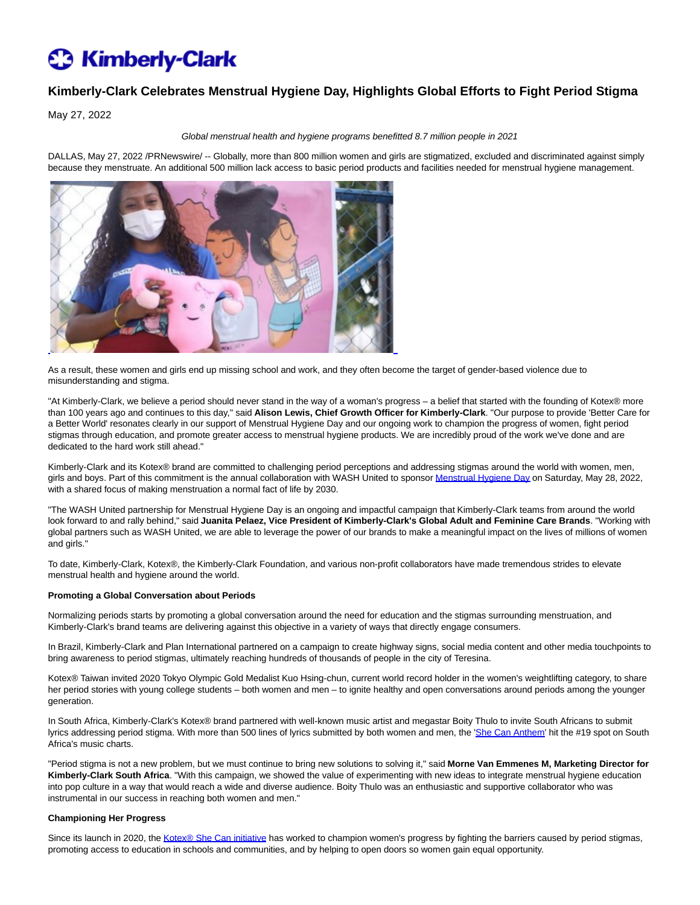# Kimberly-Clark Celebrates Menstrual Hygiene Day, Highlights Global Efforts to Fight Period Stigma

May 27, 2022

*Global menstrual health and hygiene programs benefitted 8.7 million people in 2021*

DALLAS, May 27, 2022 /PRNewswire/ -- Globally, more than 800 million women and girls are stigmatized, excluded and discriminated against simply because they menstruate. An additional 500 million lack access to basic period products and facilities needed for menstrual hygiene management.

As a result, these women and girls end up missing school and work, and they often become the target of gender-based violence due to misunderstanding and stigma.

"At Kimberly-Clark, we believe a period should never stand in the way of a woman's progress – a belief that started with the founding of Kotex® more than 100 years ago and continues to this day," said **Alison Lewis, Chief Growth Officer for Kimberly-Clark**. "Our purpose to provide 'Better Care for a Better World' resonates clearly in our support of Menstrual Hygiene Day and our ongoing work to champion the progress of women, fight period stigmas through education, and promote greater access to menstrual hygiene products. We are incredibly proud of the work we've done and are dedicated to the hard work still ahead."

Kimberly-Clark and its Kotex® brand are committed to challenging period perceptions and addressing stigmas around the world with women, men, girls and boys. Part of this commitment is the annual collaboration with WASH United to sponsor Menstrual Hygiene Day on Saturday, May 28, 2022, with a shared focus of making menstruation a normal fact of life by 2030.

"The WASH United partnership for Menstrual Hygiene Day is an ongoing and impactful campaign that Kimberly-Clark teams from around the world look forward to and rally behind," said **Juanita Pelaez, Vice President of Kimberly-Clark's Global Adult and Feminine Care Brands**. "Working with global partners such as WASH United, we are able to leverage the power of our brands to make a meaningful impact on the lives of millions of women and girls."

To date, Kimberly-Clark, Kotex®, the Kimberly-Clark Foundation, and various non-profit collaborators have made tremendous strides to elevate menstrual health and hygiene around the world.

**Promoting a Global Conversation about Periods**

Normalizing periods starts by promoting a global conversation around the need for education and the stigmas surrounding menstruation, and Kimberly-Clark's brand teams are delivering against this objective in a variety of ways that directly engage consumers.

In Brazil, Kimberly-Clark and Plan International partnered on a campaign to create highway signs, social media content and other media touchpoints to bring awareness to period stigmas, ultimately reaching hundreds of thousands of people in the city of Teresina.

Kotex® Taiwan invited 2020 Tokyo Olympic Gold Medalist Kuo Hsing-chun, current world record holder in the women's weightlifting category, to share her period stories with young college students – both women and men – to ignite healthy and open conversations around periods among the younger generation.

In South Africa, Kimberly-Clark's Kotex® brand partnered with well-known music artist and megastar Boity Thulo to invite South Africans to submit lyrics addressing period stigma. With more than 500 lines of lyrics submitted by both women and men, the 'She Can Anthem' hit the #19 spot on South Africa's music charts.

"Period stigma is not a new problem, but we must continue to bring new solutions to solving it," said **Morne Van Emmenes M, Marketing Director for Kimberly-Clark South Africa**. "With this campaign, we showed the value of experimenting with new ideas to integrate menstrual hygiene education into pop culture in a way that would reach a wide and diverse audience. Boity Thulo was an enthusiastic and supportive collaborator who was instrumental in our success in reaching both women and men."

**Championing Her Progress**

Since its launch in 2020, the Kotex® She Can initiative has worked to champion women's progress by fighting the barriers caused by period stigmas, promoting access to education in schools and communities, and by helping to open doors so women gain equal opportunity.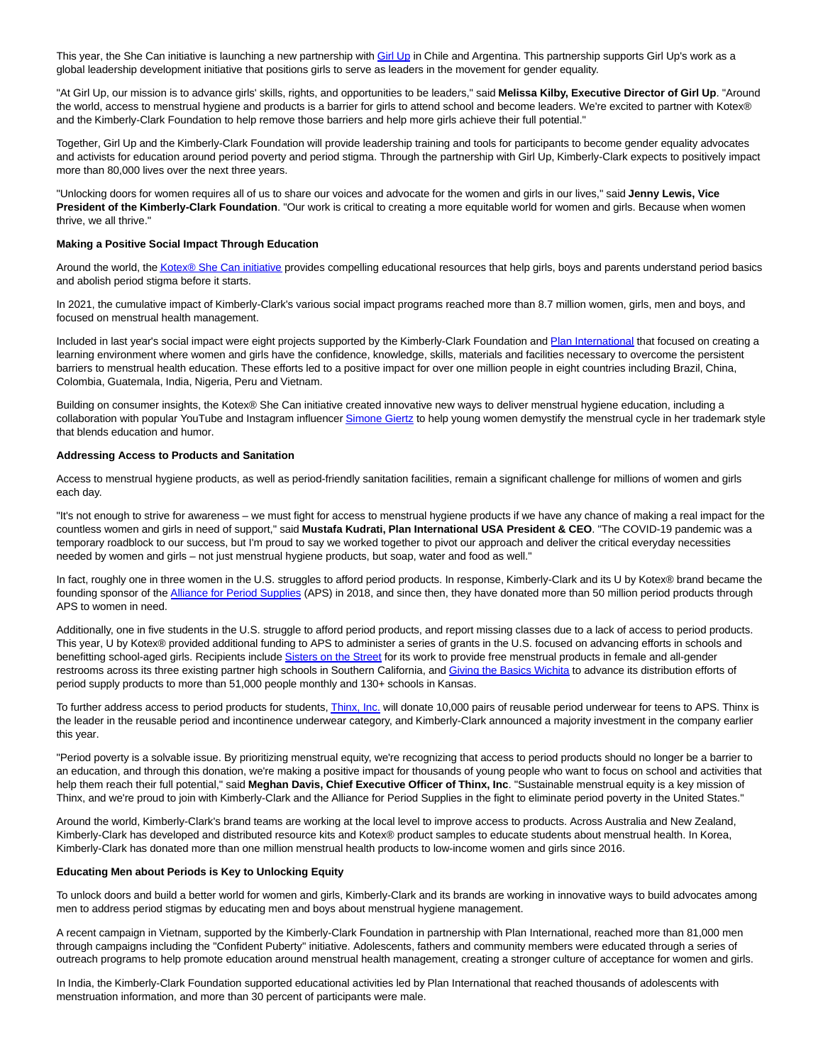This year, the She Can initiative is launching a new partnership with Girl Up in Chile and Argentina. This partnership supports Girl Up's work as a global leadership development initiative that positions girls to serve as leaders in the movement for gender equality.

"At Girl Up, our mission is to advance girls' skills, rights, and opportunities to be leaders," said **Melissa Kilby, Executive Director of Girl Up**. "Around the world, access to menstrual hygiene and products is a barrier for girls to attend school and become leaders. We're excited to partner with Kotex® and the Kimberly-Clark Foundation to help remove those barriers and help more girls achieve their full potential."

Together, Girl Up and the Kimberly-Clark Foundation will provide leadership training and tools for participants to become gender equality advocates and activists for education around period poverty and period stigma. Through the partnership with Girl Up, Kimberly-Clark expects to positively impact more than 80,000 lives over the next three years.

"Unlocking doors for women requires all of us to share our voices and advocate for the women and girls in our lives," said **Jenny Lewis, Vice President of the Kimberly-Clark Foundation**. "Our work is critical to creating a more equitable world for women and girls. Because when women thrive, we all thrive."

**Making a Positive Social Impact Through Education**

Around the world, the Kotex® She Can initiative provides compelling educational resources that help girls, boys and parents understand period basics and abolish period stigma before it starts.

In 2021, the cumulative impact of Kimberly-Clark's various social impact programs reached more than 8.7 million women, girls, men and boys, and focused on menstrual health management.

Included in last year's social impact were eight projects supported by the Kimberly-Clark Foundation and Plan International that focused on creating a learning environment where women and girls have the confidence, knowledge, skills, materials and facilities necessary to overcome the persistent barriers to menstrual health education. These efforts led to a positive impact for over one million people in eight countries including Brazil, China, Colombia, Guatemala, India, Nigeria, Peru and Vietnam.

Building on consumer insights, the Kotex® She Can initiative created innovative new ways to deliver menstrual hygiene education, including a collaboration with popular YouTube and Instagram influencer Simone Giertz to help young women demystify the menstrual cycle in her trademark style that blends education and humor.

**Addressing Access to Products and Sanitation**

Access to menstrual hygiene products, as well as period-friendly sanitation facilities, remain a significant challenge for millions of women and girls each day.

"It's not enough to strive for awareness – we must fight for access to menstrual hygiene products if we have any chance of making a real impact for the countless women and girls in need of support," said **Mustafa Kudrati, Plan International USA President & CEO**. "The COVID-19 pandemic was a temporary roadblock to our success, but I'm proud to say we worked together to pivot our approach and deliver the critical everyday necessities needed by women and girls – not just menstrual hygiene products, but soap, water and food as well."

In fact, roughly one in three women in the U.S. struggles to afford period products. In response, Kimberly-Clark and its U by Kotex® brand became the founding sponsor of the Alliance for Period Supplies (APS) in 2018, and since then, they have donated more than 50 million period products through APS to women in need.

Additionally, one in five students in the U.S. struggle to afford period products, and report missing classes due to a lack of access to period products. This year, U by Kotex® provided additional funding to APS to administer a series of grants in the U.S. focused on advancing efforts in schools and benefitting school-aged girls. Recipients include Sisters on the Street for its work to provide free menstrual products in female and all-gender restrooms across its three existing partner high schools in Southern California, and Giving the Basics Wichita to advance its distribution efforts of period supply products to more than 51,000 people monthly and 130+ schools in Kansas.

To further address access to period products for students, Thinx, Inc. will donate 10,000 pairs of reusable period underwear for teens to APS. Thinx is the leader in the reusable period and incontinence underwear category, and Kimberly-Clark announced a majority investment in the company earlier this year.

"Period poverty is a solvable issue. By prioritizing menstrual equity, we're recognizing that access to period products should no longer be a barrier to an education, and through this donation, we're making a positive impact for thousands of young people who want to focus on school and activities that help them reach their full potential," said **Meghan Davis, Chief Executive Officer of Thinx, Inc**. "Sustainable menstrual equity is a key mission of Thinx, and we're proud to join with Kimberly-Clark and the Alliance for Period Supplies in the fight to eliminate period poverty in the United States."

Around the world, Kimberly-Clark's brand teams are working at the local level to improve access to products. Across Australia and New Zealand, Kimberly-Clark has developed and distributed resource kits and Kotex® product samples to educate students about menstrual health. In Korea, Kimberly-Clark has donated more than one million menstrual health products to low-income women and girls since 2016.

**Educating Men about Periods is Key to Unlocking Equity**

To unlock doors and build a better world for women and girls, Kimberly-Clark and its brands are working in innovative ways to build advocates among men to address period stigmas by educating men and boys about menstrual hygiene management.

A recent campaign in Vietnam, supported by the Kimberly-Clark Foundation in partnership with Plan International, reached more than 81,000 men through campaigns including the "Confident Puberty" initiative. Adolescents, fathers and community members were educated through a series of outreach programs to help promote education around menstrual health management, creating a stronger culture of acceptance for women and girls.

In India, the Kimberly-Clark Foundation supported educational activities led by Plan International that reached thousands of adolescents with menstruation information, and more than 30 percent of participants were male.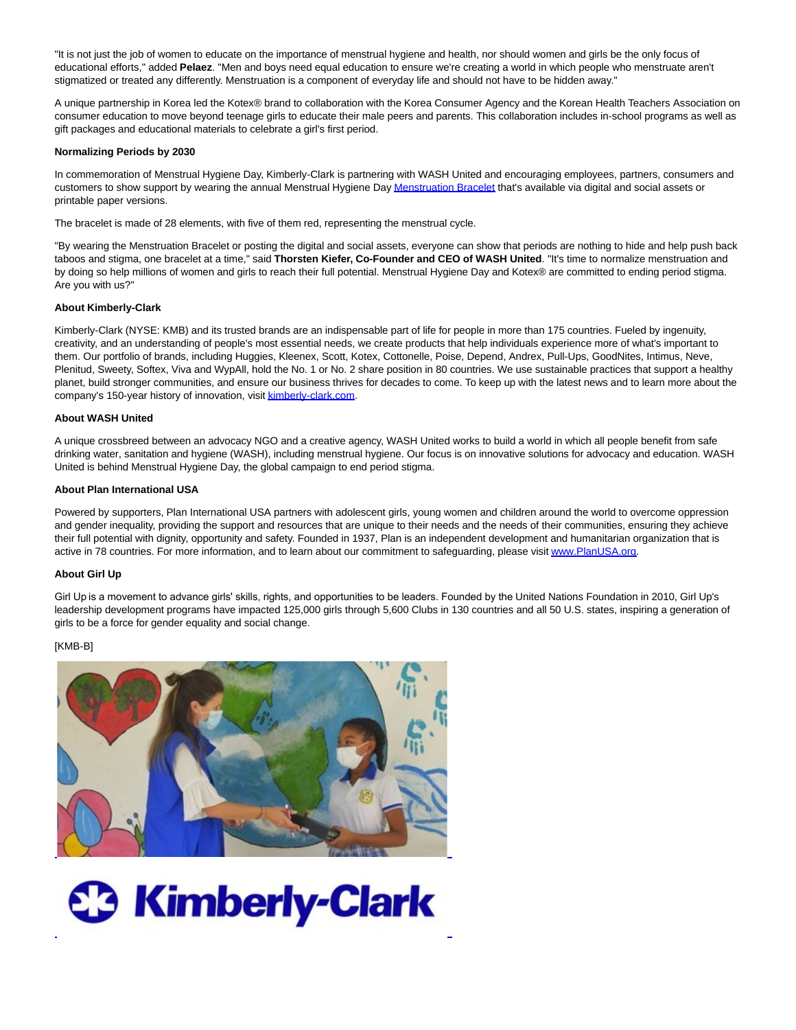"It is not just the job of women to educate on the importance of menstrual hygiene and health, nor should women and girls be the only focus of educational efforts," added **Pelaez**. "Men and boys need equal education to ensure we're creating a world in which people who menstruate aren't stigmatized or treated any differently. Menstruation is a component of everyday life and should not have to be hidden away."

A unique partnership in Korea led the Kotex® brand to collaboration with the Korea Consumer Agency and the Korean Health Teachers Association on consumer education to move beyond teenage girls to educate their male peers and parents. This collaboration includes in-school programs as well as gift packages and educational materials to celebrate a girl's first period.

**Normalizing Periods by 2030**

In commemoration of Menstrual Hygiene Day, Kimberly-Clark is partnering with WASH United and encouraging employees, partners, consumers and customers to show support by wearing the annual Menstrual Hygiene Day Menstruation Bracelet that's available via digital and social assets or printable paper versions.

The bracelet is made of 28 elements, with five of them red, representing the menstrual cycle.

"By wearing the Menstruation Bracelet or posting the digital and social assets, everyone can show that periods are nothing to hide and help push back taboos and stigma, one bracelet at a time," said **Thorsten Kiefer, Co-Founder and CEO of WASH United**. "It's time to normalize menstruation and by doing so help millions of women and girls to reach their full potential. Menstrual Hygiene Day and Kotex® are committed to ending period stigma. Are you with us?"

**About Kimberly-Clark**

Kimberly-Clark (NYSE: KMB) and its trusted brands are an indispensable part of life for people in more than 175 countries. Fueled by ingenuity, creativity, and an understanding of people's most essential needs, we create products that help individuals experience more of what's important to them. Our portfolio of brands, including Huggies, Kleenex, Scott, Kotex, Cottonelle, Poise, Depend, Andrex, Pull-Ups, GoodNites, Intimus, Neve, Plenitud, Sweety, Softex, Viva and WypAll, hold the No. 1 or No. 2 share position in 80 countries. We use sustainable practices that support a healthy planet, build stronger communities, and ensure our business thrives for decades to come. To keep up with the latest news and to learn more about the company's 150-year history of innovation, visit kimberly-clark.com.

**About WASH United**

A unique crossbreed between an advocacy NGO and a creative agency, WASH United works to build a world in which all people benefit from safe drinking water, sanitation and hygiene (WASH), including menstrual hygiene. Our focus is on innovative solutions for advocacy and education. WASH United is behind Menstrual Hygiene Day, the global campaign to end period stigma.

**About Plan International USA**

Powered by supporters, Plan International USA partners with adolescent girls, young women and children around the world to overcome oppression and gender inequality, providing the support and resources that are unique to their needs and the needs of their communities, ensuring they achieve their full potential with dignity, opportunity and safety. Founded in 1937, Plan is an independent development and humanitarian organization that is active in 78 countries. For more information, and to learn about our commitment to safeguarding, please visit www.PlanUSA.org.

**About Girl Up**

Girl Up is a movement to advance girls' skills, rights, and opportunities to be leaders. Founded by the United Nations Foundation in 2010, Girl Up's leadership development programs have impacted 125,000 girls through 5,600 Clubs in 130 countries and all 50 U.S. states, inspiring a generation of girls to be a force for gender equality and social change.

[KMB-B]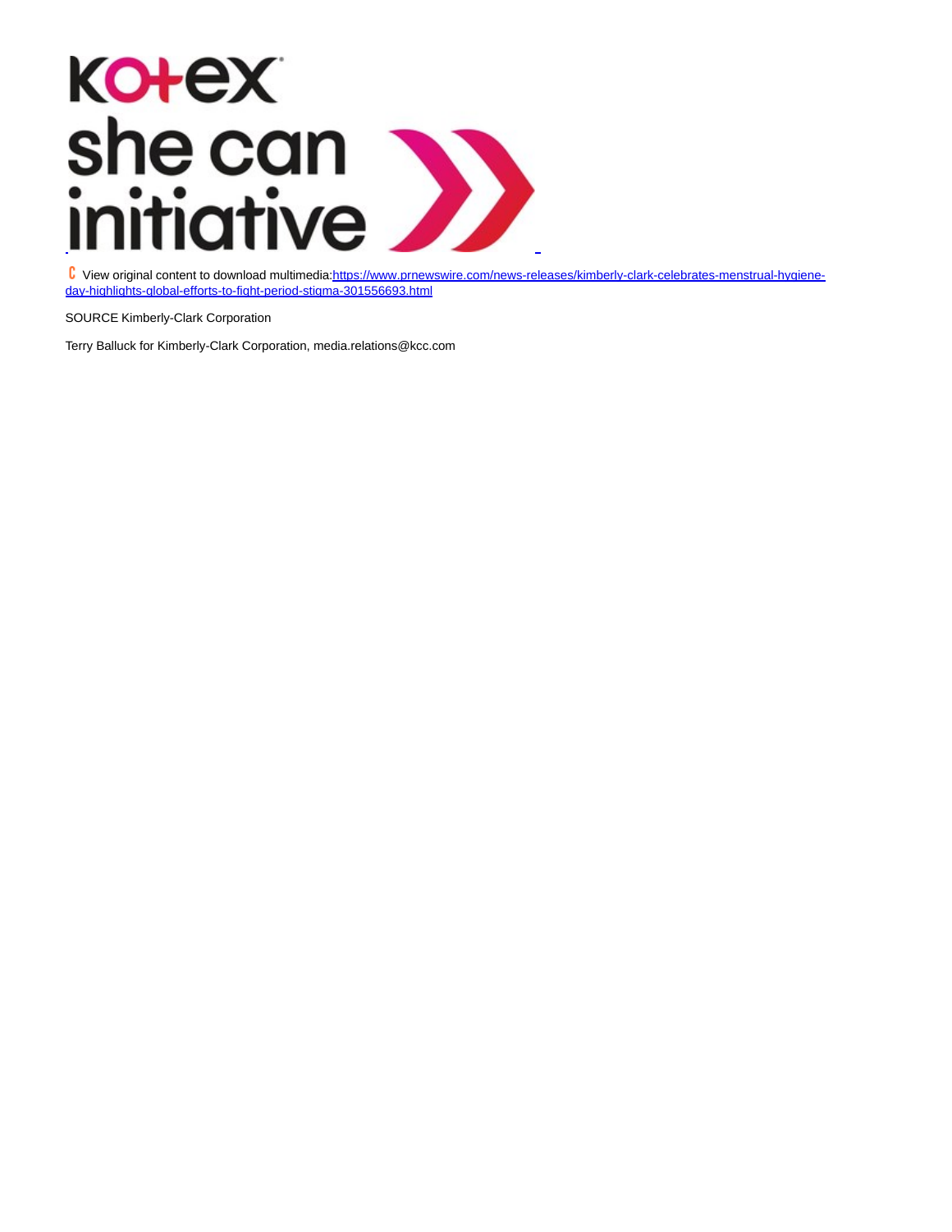View original content to download multimedia:https://www.prnewswire.com/news-releases/kimberly-clark-celebrates-menstrual-hygiene-day-highlights-global-efforts-to-fight-period-stigma-301556693.html

SOURCE Kimberly-Clark Corporation

Terry Balluck for Kimberly-Clark Corporation, media.relations@kcc.com